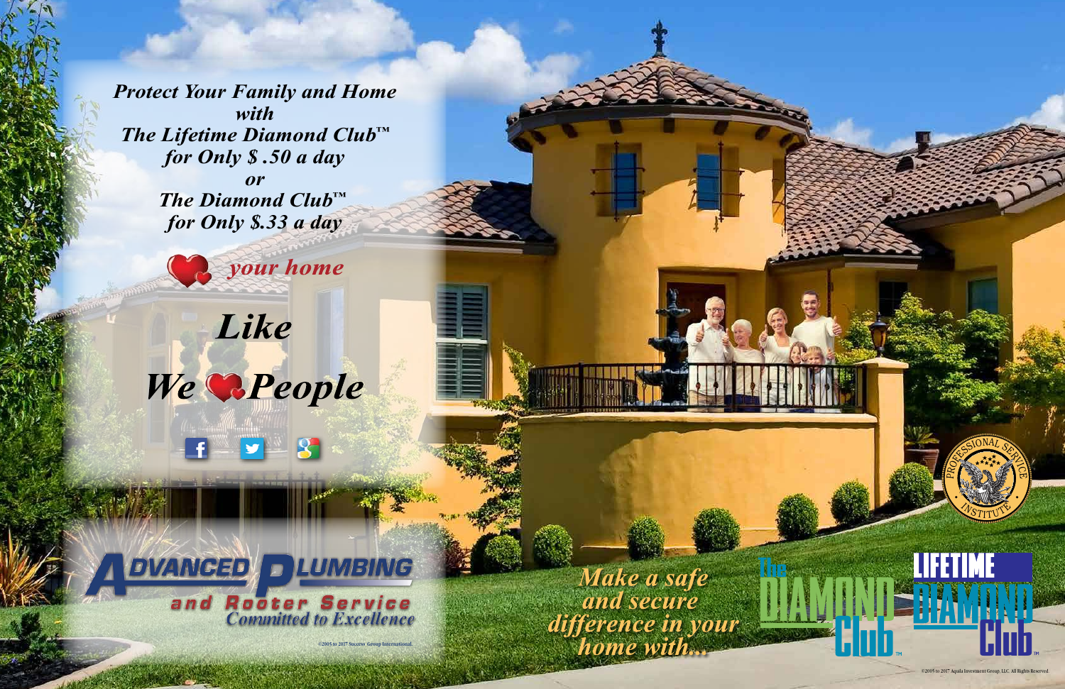***Protect Your Family and Home***
***with***
***The Lifetime Diamond Club™***
***for Only $ .50 a day***
***or***
***The Diamond Club™***
***for Only $.33 a day***

*your home*

***Like***

***We People***

**ADVANCED PLUMBING**
**and Rooter Service**
*Committed to Excellence*

©2005 to 2017 Success Group International.

***Make a safe and secure difference in your home with...***

The DIAMOND Club™

LIFETIME DIAMOND Club™

PROFESSIONAL SERVICE INSTITUTE

©2005 to 2017 Aquila Investment Group, LLC. All Rights Reserved.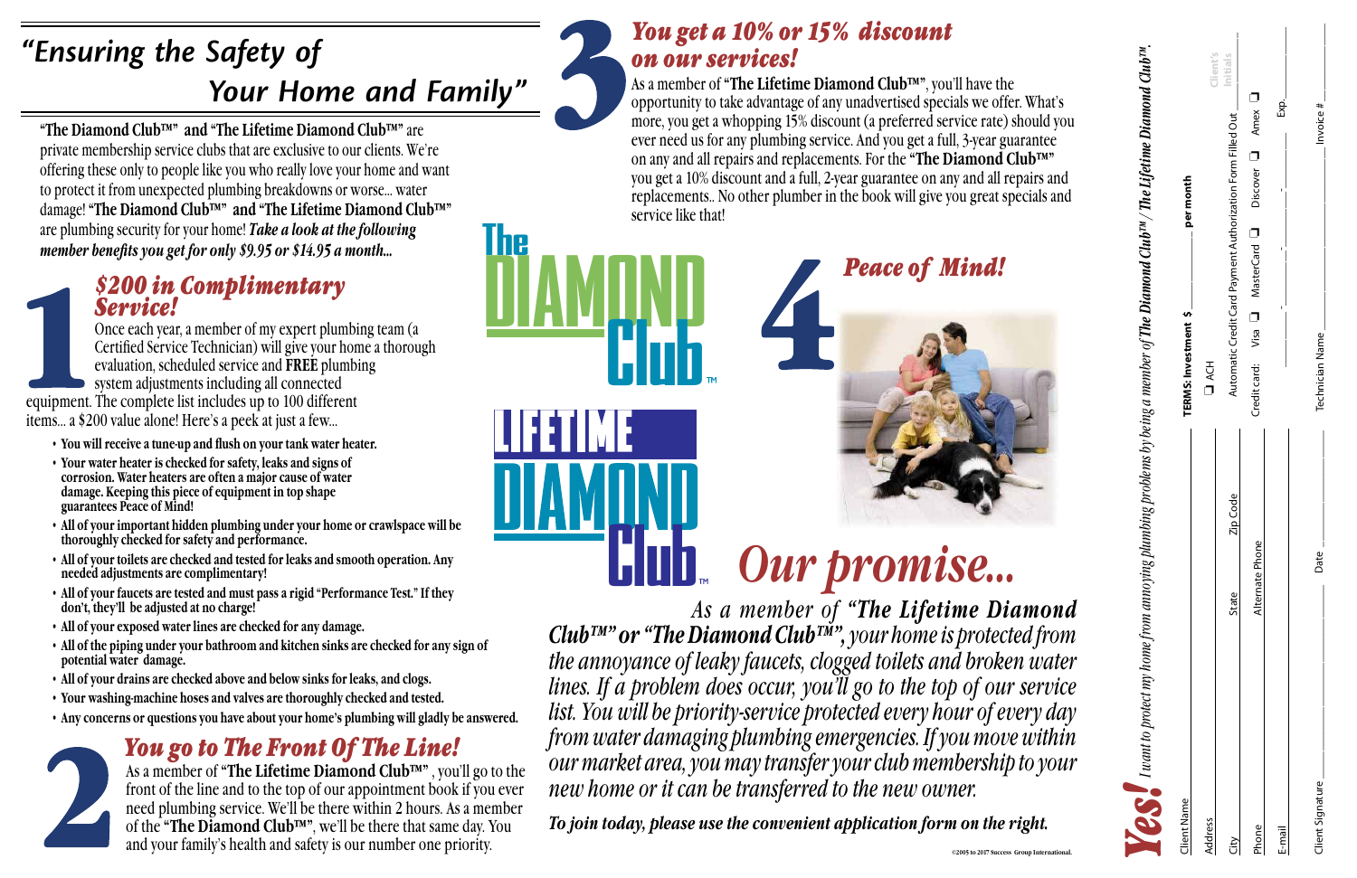# "Ensuring the Safety of Your Home and Family"

**"The Diamond Club™" and "The Lifetime Diamond Club™"** are private membership service clubs that are exclusive to our clients. We're offering these only to people like you who really love your home and want to protect it from unexpected plumbing breakdowns or worse... water damage! **"The Diamond Club™" and "The Lifetime Diamond Club™"** are plumbing security for your home! ***Take a look at the following member benefits you get for only $9.95 or $14.95 a month...***

## 1 $200 in Complimentary Service!

Once each year, a member of my expert plumbing team (a Certified Service Technician) will give your home a thorough evaluation, scheduled service and **FREE** plumbing system adjustments including all connected equipment. The complete list includes up to 100 different items... a $200 value alone! Here's a peek at just a few...

- **You will receive a tune-up and flush on your tank water heater.**
- **Your water heater is checked for safety, leaks and signs of corrosion. Water heaters are often a major cause of water damage. Keeping this piece of equipment in top shape guarantees Peace of Mind!**
- **All of your important hidden plumbing under your home or crawlspace will be thoroughly checked for safety and performance.**
- **All of your toilets are checked and tested for leaks and smooth operation. Any needed adjustments are complimentary!**
- **All of your faucets are tested and must pass a rigid "Performance Test." If they don't, they'll be adjusted at no charge!**
- **All of your exposed water lines are checked for any damage.**
- **All of the piping under your bathroom and kitchen sinks are checked for any sign of potential water damage.**
- **All of your drains are checked above and below sinks for leaks, and clogs.**
- **Your washing-machine hoses and valves are thoroughly checked and tested.**
- **Any concerns or questions you have about your home's plumbing will gladly be answered.**

## 2 You go to The Front Of The Line!

As a member of **"The Lifetime Diamond Club™"**, you'll go to the front of the line and to the top of our appointment book if you ever need plumbing service. We'll be there within 2 hours. As a member of the **"The Diamond Club™"**, we'll be there that same day. You and your family's health and safety is our number one priority.

## 3 You get a 10% or 15% discount on our services!

As a member of **"The Lifetime Diamond Club™"**, you'll have the opportunity to take advantage of any unadvertised specials we offer. What's more, you get a whopping 15% discount (a preferred service rate) should you ever need us for any plumbing service. And you get a full, 3-year guarantee on any and all repairs and replacements. For the **"The Diamond Club™"** you get a 10% discount and a full, 2-year guarantee on any and all repairs and replacements.. No other plumber in the book will give you great specials and service like that!

The DIAMOND Club™

LIFETIME DIAMOND Club™

## 4 Peace of Mind!

# Our promise...

*As a member of "The Lifetime Diamond Club™" or "The Diamond Club™", your home is protected from the annoyance of leaky faucets, clogged toilets and broken water lines. If a problem does occur, you'll go to the top of our service list. You will be priority-service protected every hour of every day from water damaging plumbing emergencies. If you move within our market area, you may transfer your club membership to your new home or it can be transferred to the new owner.*

***To join today, please use the convenient application form on the right.***

©2005 to 2017 Success Group International.

***Yes!*** *I want to protect my home from annoying plumbing problems by being a member of **The Diamond Club™ / The Lifetime Diamond Club™**.*

Client Name ______________________

Address ______________________

City ______________ State ______ Zip Code ______

Phone ______________ Alternate Phone ______________

E-mail ______________________

Client Signature ______________ Date ______________

**TERMS: Investment $ ________ per month**

❒ ACH

Automatic Credit Card Payment Authorization Form Filled Out ______ Client's Initials

Credit card: Visa ❒ MasterCard ❒ Discover ❒ Amex ❒

______ - ______ - ______ - ______ Exp. ______

Technician Name ______________ Invoice # ______________